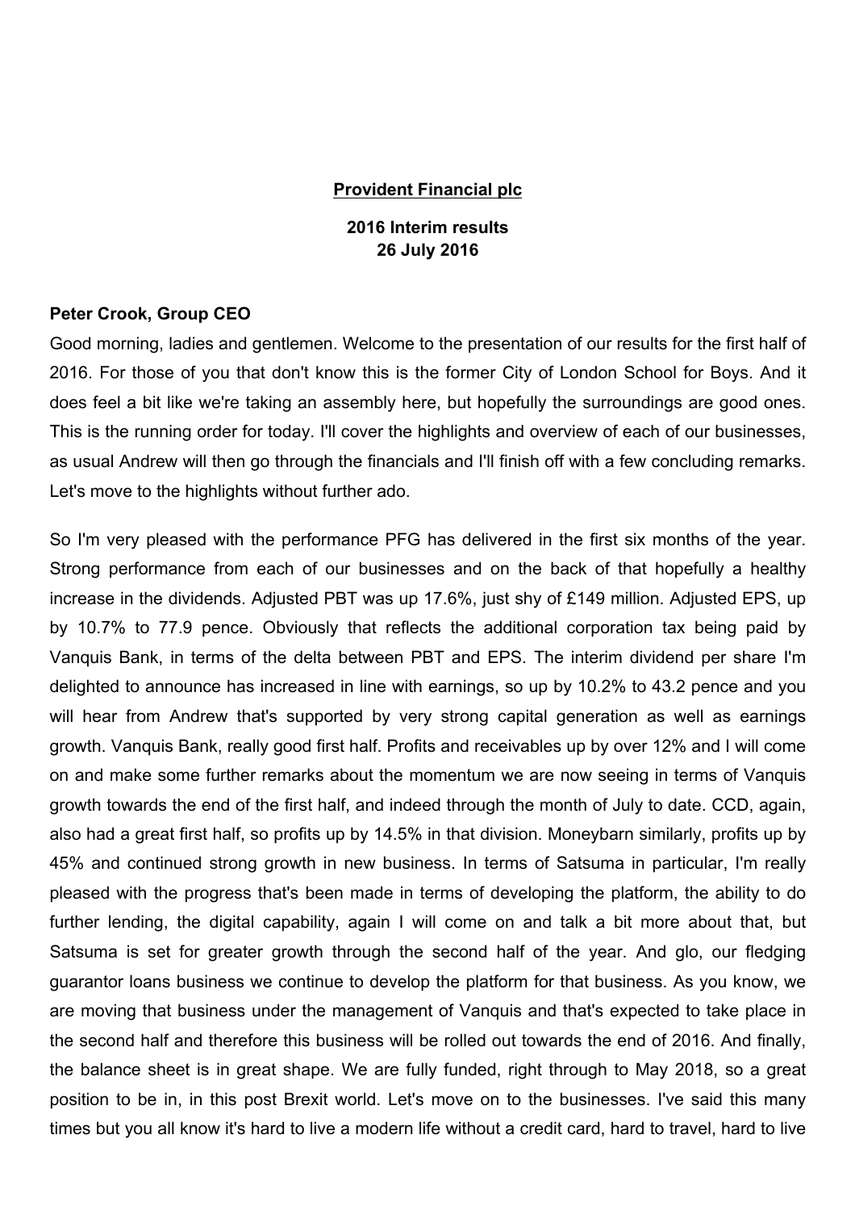**Provident Financial plc**

**2016 Interim results**
**26 July 2016**

**Peter Crook, Group CEO**

Good morning, ladies and gentlemen. Welcome to the presentation of our results for the first half of 2016. For those of you that don't know this is the former City of London School for Boys. And it does feel a bit like we're taking an assembly here, but hopefully the surroundings are good ones. This is the running order for today. I'll cover the highlights and overview of each of our businesses, as usual Andrew will then go through the financials and I'll finish off with a few concluding remarks. Let's move to the highlights without further ado.

So I'm very pleased with the performance PFG has delivered in the first six months of the year. Strong performance from each of our businesses and on the back of that hopefully a healthy increase in the dividends. Adjusted PBT was up 17.6%, just shy of £149 million. Adjusted EPS, up by 10.7% to 77.9 pence. Obviously that reflects the additional corporation tax being paid by Vanquis Bank, in terms of the delta between PBT and EPS. The interim dividend per share I'm delighted to announce has increased in line with earnings, so up by 10.2% to 43.2 pence and you will hear from Andrew that's supported by very strong capital generation as well as earnings growth. Vanquis Bank, really good first half. Profits and receivables up by over 12% and I will come on and make some further remarks about the momentum we are now seeing in terms of Vanquis growth towards the end of the first half, and indeed through the month of July to date. CCD, again, also had a great first half, so profits up by 14.5% in that division. Moneybarn similarly, profits up by 45% and continued strong growth in new business. In terms of Satsuma in particular, I'm really pleased with the progress that's been made in terms of developing the platform, the ability to do further lending, the digital capability, again I will come on and talk a bit more about that, but Satsuma is set for greater growth through the second half of the year. And glo, our fledging guarantor loans business we continue to develop the platform for that business. As you know, we are moving that business under the management of Vanquis and that's expected to take place in the second half and therefore this business will be rolled out towards the end of 2016. And finally, the balance sheet is in great shape. We are fully funded, right through to May 2018, so a great position to be in, in this post Brexit world. Let's move on to the businesses. I've said this many times but you all know it's hard to live a modern life without a credit card, hard to travel, hard to live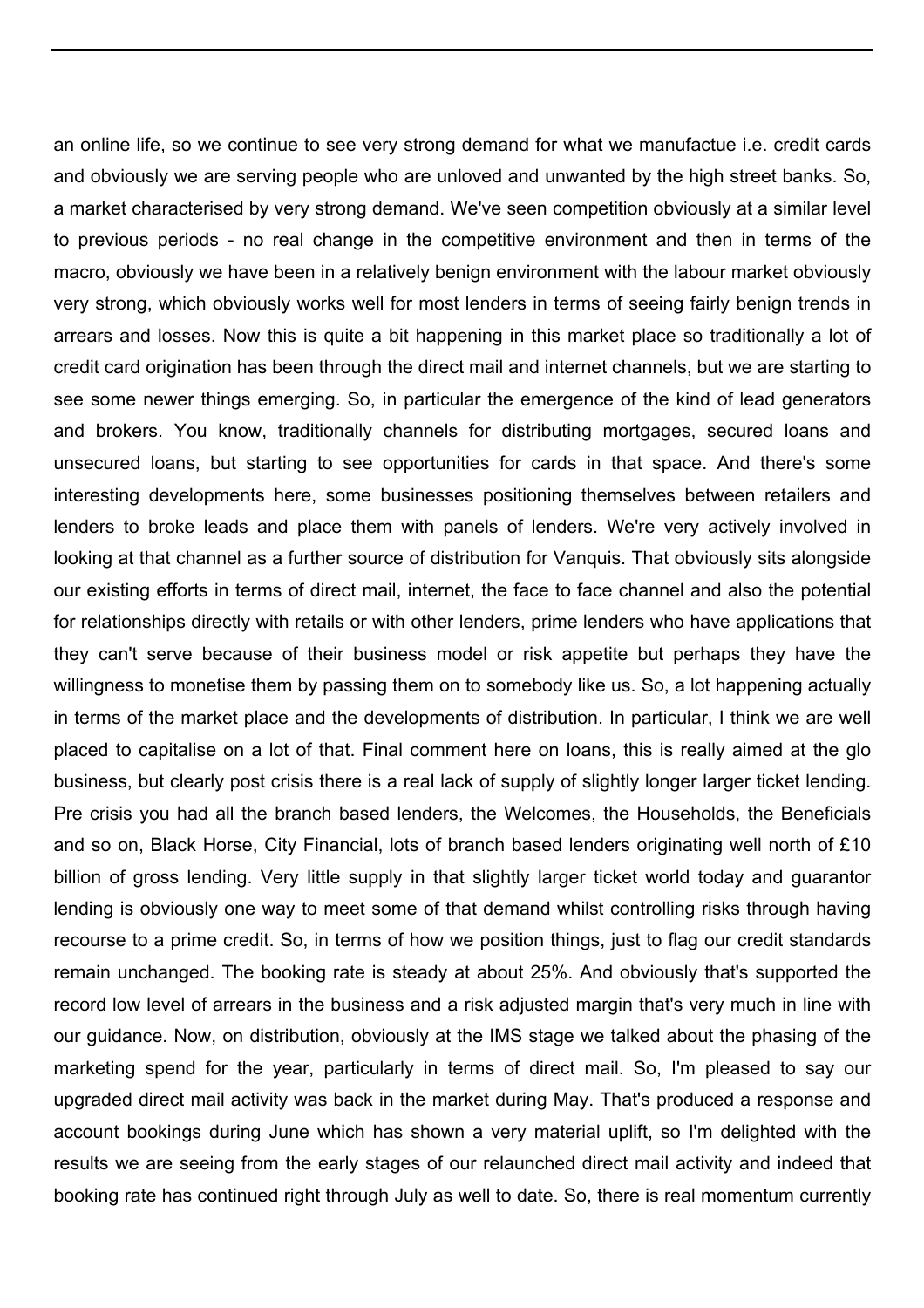an online life, so we continue to see very strong demand for what we manufactue i.e. credit cards and obviously we are serving people who are unloved and unwanted by the high street banks. So, a market characterised by very strong demand. We've seen competition obviously at a similar level to previous periods - no real change in the competitive environment and then in terms of the macro, obviously we have been in a relatively benign environment with the labour market obviously very strong, which obviously works well for most lenders in terms of seeing fairly benign trends in arrears and losses. Now this is quite a bit happening in this market place so traditionally a lot of credit card origination has been through the direct mail and internet channels, but we are starting to see some newer things emerging. So, in particular the emergence of the kind of lead generators and brokers. You know, traditionally channels for distributing mortgages, secured loans and unsecured loans, but starting to see opportunities for cards in that space. And there's some interesting developments here, some businesses positioning themselves between retailers and lenders to broke leads and place them with panels of lenders. We're very actively involved in looking at that channel as a further source of distribution for Vanquis. That obviously sits alongside our existing efforts in terms of direct mail, internet, the face to face channel and also the potential for relationships directly with retails or with other lenders, prime lenders who have applications that they can't serve because of their business model or risk appetite but perhaps they have the willingness to monetise them by passing them on to somebody like us. So, a lot happening actually in terms of the market place and the developments of distribution. In particular, I think we are well placed to capitalise on a lot of that. Final comment here on loans, this is really aimed at the glo business, but clearly post crisis there is a real lack of supply of slightly longer larger ticket lending. Pre crisis you had all the branch based lenders, the Welcomes, the Households, the Beneficials and so on, Black Horse, City Financial, lots of branch based lenders originating well north of £10 billion of gross lending. Very little supply in that slightly larger ticket world today and guarantor lending is obviously one way to meet some of that demand whilst controlling risks through having recourse to a prime credit. So, in terms of how we position things, just to flag our credit standards remain unchanged. The booking rate is steady at about 25%. And obviously that's supported the record low level of arrears in the business and a risk adjusted margin that's very much in line with our guidance. Now, on distribution, obviously at the IMS stage we talked about the phasing of the marketing spend for the year, particularly in terms of direct mail. So, I'm pleased to say our upgraded direct mail activity was back in the market during May. That's produced a response and account bookings during June which has shown a very material uplift, so I'm delighted with the results we are seeing from the early stages of our relaunched direct mail activity and indeed that booking rate has continued right through July as well to date. So, there is real momentum currently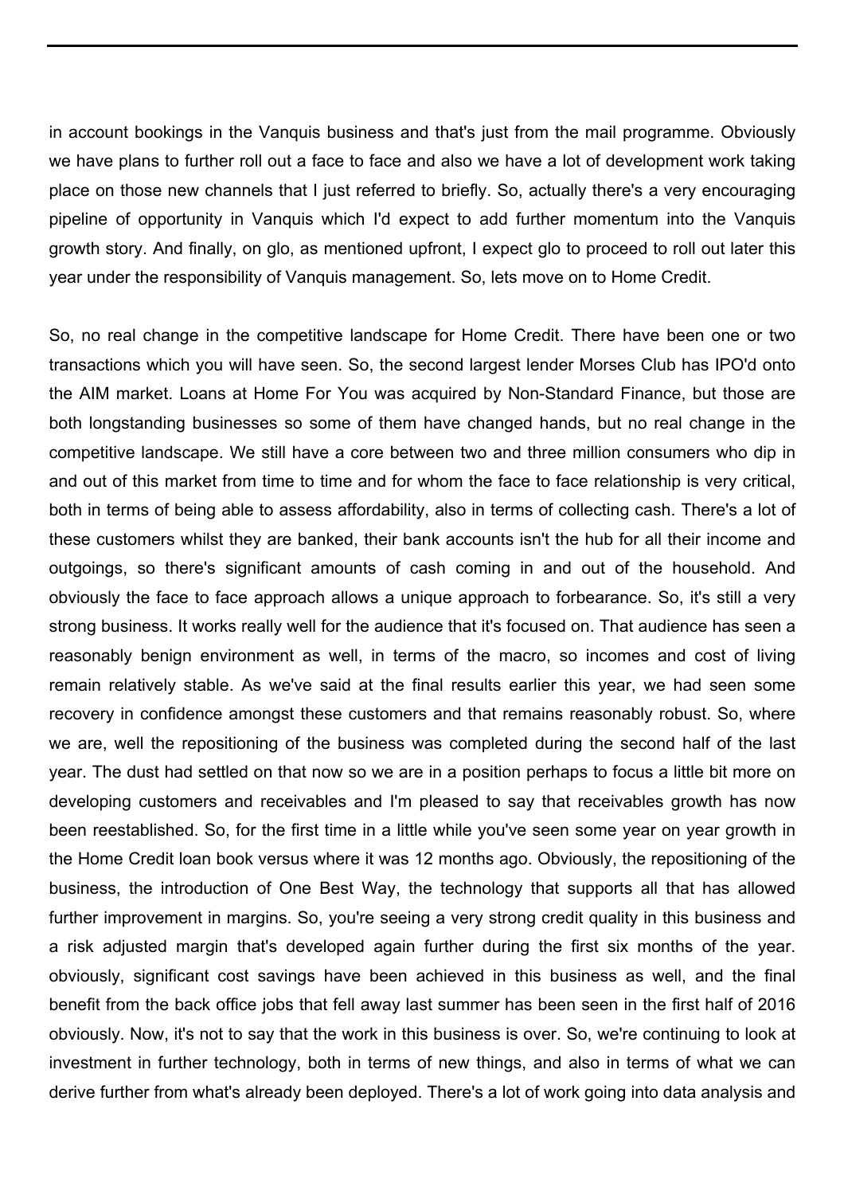in account bookings in the Vanquis business and that's just from the mail programme. Obviously we have plans to further roll out a face to face and also we have a lot of development work taking place on those new channels that I just referred to briefly. So, actually there's a very encouraging pipeline of opportunity in Vanquis which I'd expect to add further momentum into the Vanquis growth story. And finally, on glo, as mentioned upfront, I expect glo to proceed to roll out later this year under the responsibility of Vanquis management. So, lets move on to Home Credit.

So, no real change in the competitive landscape for Home Credit. There have been one or two transactions which you will have seen. So, the second largest lender Morses Club has IPO'd onto the AIM market. Loans at Home For You was acquired by Non-Standard Finance, but those are both longstanding businesses so some of them have changed hands, but no real change in the competitive landscape. We still have a core between two and three million consumers who dip in and out of this market from time to time and for whom the face to face relationship is very critical, both in terms of being able to assess affordability, also in terms of collecting cash. There's a lot of these customers whilst they are banked, their bank accounts isn't the hub for all their income and outgoings, so there's significant amounts of cash coming in and out of the household. And obviously the face to face approach allows a unique approach to forbearance. So, it's still a very strong business. It works really well for the audience that it's focused on. That audience has seen a reasonably benign environment as well, in terms of the macro, so incomes and cost of living remain relatively stable. As we've said at the final results earlier this year, we had seen some recovery in confidence amongst these customers and that remains reasonably robust. So, where we are, well the repositioning of the business was completed during the second half of the last year. The dust had settled on that now so we are in a position perhaps to focus a little bit more on developing customers and receivables and I'm pleased to say that receivables growth has now been reestablished. So, for the first time in a little while you've seen some year on year growth in the Home Credit loan book versus where it was 12 months ago. Obviously, the repositioning of the business, the introduction of One Best Way, the technology that supports all that has allowed further improvement in margins. So, you're seeing a very strong credit quality in this business and a risk adjusted margin that's developed again further during the first six months of the year. obviously, significant cost savings have been achieved in this business as well, and the final benefit from the back office jobs that fell away last summer has been seen in the first half of 2016 obviously. Now, it's not to say that the work in this business is over. So, we're continuing to look at investment in further technology, both in terms of new things, and also in terms of what we can derive further from what's already been deployed. There's a lot of work going into data analysis and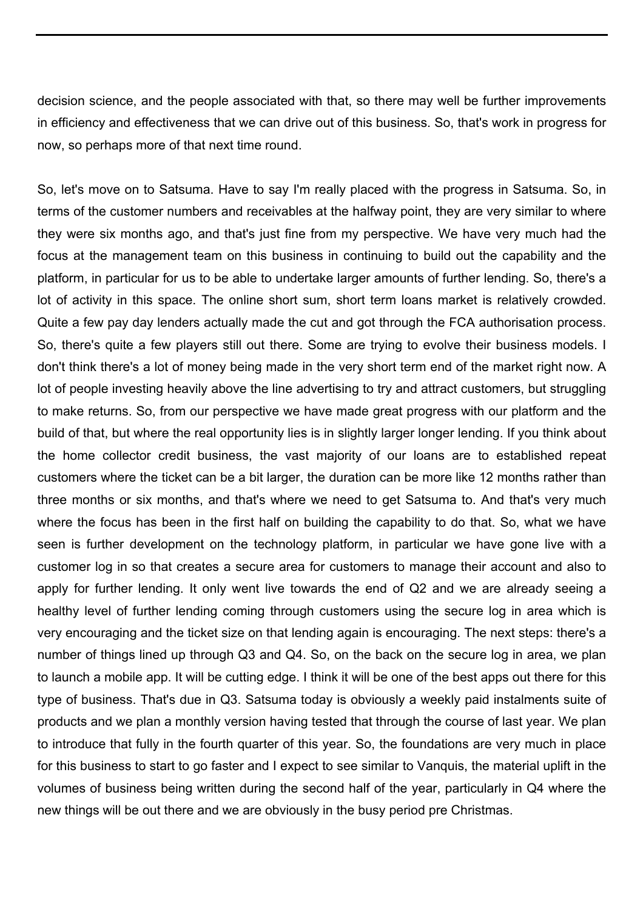decision science, and the people associated with that, so there may well be further improvements in efficiency and effectiveness that we can drive out of this business. So, that's work in progress for now, so perhaps more of that next time round.

So, let's move on to Satsuma. Have to say I'm really placed with the progress in Satsuma. So, in terms of the customer numbers and receivables at the halfway point, they are very similar to where they were six months ago, and that's just fine from my perspective. We have very much had the focus at the management team on this business in continuing to build out the capability and the platform, in particular for us to be able to undertake larger amounts of further lending. So, there's a lot of activity in this space. The online short sum, short term loans market is relatively crowded. Quite a few pay day lenders actually made the cut and got through the FCA authorisation process. So, there's quite a few players still out there. Some are trying to evolve their business models. I don't think there's a lot of money being made in the very short term end of the market right now. A lot of people investing heavily above the line advertising to try and attract customers, but struggling to make returns. So, from our perspective we have made great progress with our platform and the build of that, but where the real opportunity lies is in slightly larger longer lending. If you think about the home collector credit business, the vast majority of our loans are to established repeat customers where the ticket can be a bit larger, the duration can be more like 12 months rather than three months or six months, and that's where we need to get Satsuma to. And that's very much where the focus has been in the first half on building the capability to do that. So, what we have seen is further development on the technology platform, in particular we have gone live with a customer log in so that creates a secure area for customers to manage their account and also to apply for further lending. It only went live towards the end of Q2 and we are already seeing a healthy level of further lending coming through customers using the secure log in area which is very encouraging and the ticket size on that lending again is encouraging. The next steps: there's a number of things lined up through Q3 and Q4. So, on the back on the secure log in area, we plan to launch a mobile app. It will be cutting edge. I think it will be one of the best apps out there for this type of business. That's due in Q3. Satsuma today is obviously a weekly paid instalments suite of products and we plan a monthly version having tested that through the course of last year. We plan to introduce that fully in the fourth quarter of this year. So, the foundations are very much in place for this business to start to go faster and I expect to see similar to Vanquis, the material uplift in the volumes of business being written during the second half of the year, particularly in Q4 where the new things will be out there and we are obviously in the busy period pre Christmas.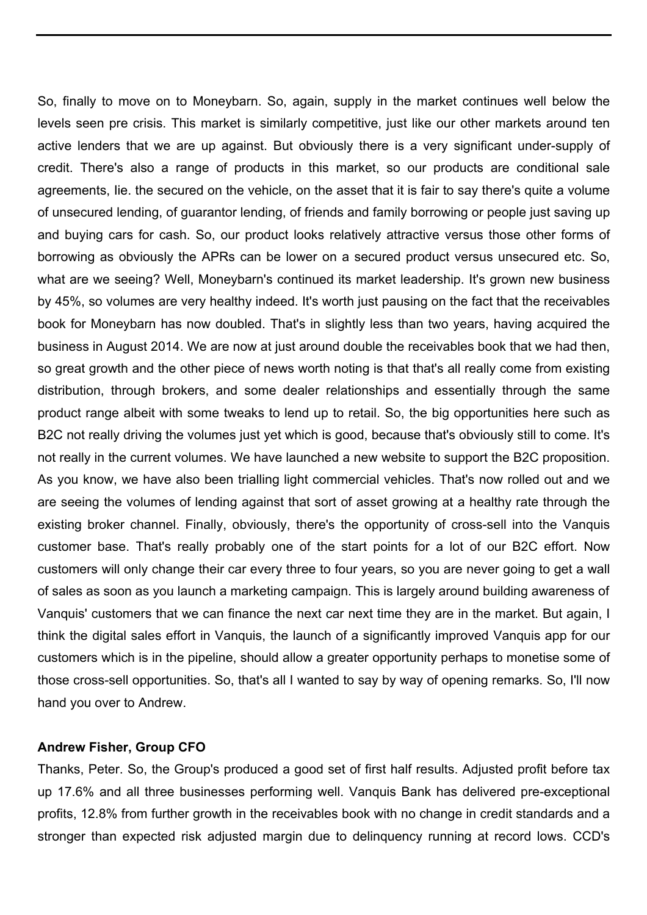So, finally to move on to Moneybarn. So, again, supply in the market continues well below the levels seen pre crisis. This market is similarly competitive, just like our other markets around ten active lenders that we are up against. But obviously there is a very significant under-supply of credit. There's also a range of products in this market, so our products are conditional sale agreements, Iie. the secured on the vehicle, on the asset that it is fair to say there's quite a volume of unsecured lending, of guarantor lending, of friends and family borrowing or people just saving up and buying cars for cash. So, our product looks relatively attractive versus those other forms of borrowing as obviously the APRs can be lower on a secured product versus unsecured etc. So, what are we seeing? Well, Moneybarn's continued its market leadership. It's grown new business by 45%, so volumes are very healthy indeed. It's worth just pausing on the fact that the receivables book for Moneybarn has now doubled. That's in slightly less than two years, having acquired the business in August 2014. We are now at just around double the receivables book that we had then, so great growth and the other piece of news worth noting is that that's all really come from existing distribution, through brokers, and some dealer relationships and essentially through the same product range albeit with some tweaks to lend up to retail. So, the big opportunities here such as B2C not really driving the volumes just yet which is good, because that's obviously still to come. It's not really in the current volumes. We have launched a new website to support the B2C proposition. As you know, we have also been trialling light commercial vehicles. That's now rolled out and we are seeing the volumes of lending against that sort of asset growing at a healthy rate through the existing broker channel. Finally, obviously, there's the opportunity of cross-sell into the Vanquis customer base. That's really probably one of the start points for a lot of our B2C effort. Now customers will only change their car every three to four years, so you are never going to get a wall of sales as soon as you launch a marketing campaign. This is largely around building awareness of Vanquis' customers that we can finance the next car next time they are in the market. But again, I think the digital sales effort in Vanquis, the launch of a significantly improved Vanquis app for our customers which is in the pipeline, should allow a greater opportunity perhaps to monetise some of those cross-sell opportunities. So, that's all I wanted to say by way of opening remarks. So, I'll now hand you over to Andrew.

**Andrew Fisher, Group CFO**

Thanks, Peter. So, the Group's produced a good set of first half results. Adjusted profit before tax up 17.6% and all three businesses performing well. Vanquis Bank has delivered pre-exceptional profits, 12.8% from further growth in the receivables book with no change in credit standards and a stronger than expected risk adjusted margin due to delinquency running at record lows. CCD's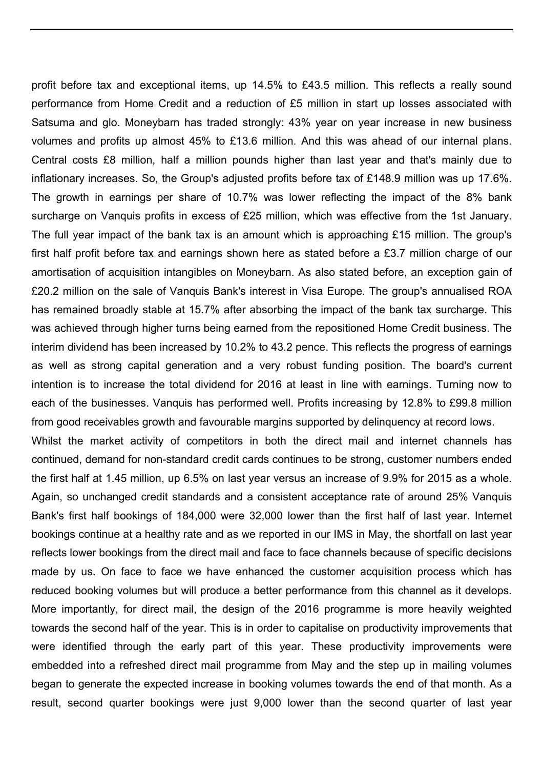profit before tax and exceptional items, up 14.5% to £43.5 million. This reflects a really sound performance from Home Credit and a reduction of £5 million in start up losses associated with Satsuma and glo. Moneybarn has traded strongly: 43% year on year increase in new business volumes and profits up almost 45% to £13.6 million. And this was ahead of our internal plans. Central costs £8 million, half a million pounds higher than last year and that's mainly due to inflationary increases. So, the Group's adjusted profits before tax of £148.9 million was up 17.6%. The growth in earnings per share of 10.7% was lower reflecting the impact of the 8% bank surcharge on Vanquis profits in excess of £25 million, which was effective from the 1st January. The full year impact of the bank tax is an amount which is approaching £15 million. The group's first half profit before tax and earnings shown here as stated before a £3.7 million charge of our amortisation of acquisition intangibles on Moneybarn. As also stated before, an exception gain of £20.2 million on the sale of Vanquis Bank's interest in Visa Europe. The group's annualised ROA has remained broadly stable at 15.7% after absorbing the impact of the bank tax surcharge. This was achieved through higher turns being earned from the repositioned Home Credit business. The interim dividend has been increased by 10.2% to 43.2 pence. This reflects the progress of earnings as well as strong capital generation and a very robust funding position. The board's current intention is to increase the total dividend for 2016 at least in line with earnings. Turning now to each of the businesses. Vanquis has performed well. Profits increasing by 12.8% to £99.8 million from good receivables growth and favourable margins supported by delinquency at record lows.

Whilst the market activity of competitors in both the direct mail and internet channels has continued, demand for non-standard credit cards continues to be strong, customer numbers ended the first half at 1.45 million, up 6.5% on last year versus an increase of 9.9% for 2015 as a whole. Again, so unchanged credit standards and a consistent acceptance rate of around 25% Vanquis Bank's first half bookings of 184,000 were 32,000 lower than the first half of last year. Internet bookings continue at a healthy rate and as we reported in our IMS in May, the shortfall on last year reflects lower bookings from the direct mail and face to face channels because of specific decisions made by us. On face to face we have enhanced the customer acquisition process which has reduced booking volumes but will produce a better performance from this channel as it develops. More importantly, for direct mail, the design of the 2016 programme is more heavily weighted towards the second half of the year. This is in order to capitalise on productivity improvements that were identified through the early part of this year. These productivity improvements were embedded into a refreshed direct mail programme from May and the step up in mailing volumes began to generate the expected increase in booking volumes towards the end of that month. As a result, second quarter bookings were just 9,000 lower than the second quarter of last year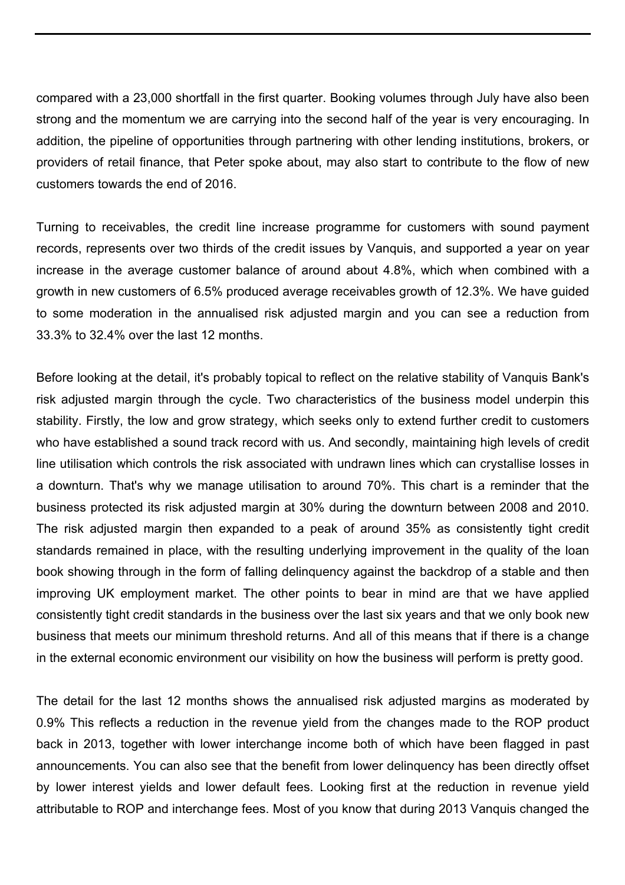compared with a 23,000 shortfall in the first quarter. Booking volumes through July have also been strong and the momentum we are carrying into the second half of the year is very encouraging. In addition, the pipeline of opportunities through partnering with other lending institutions, brokers, or providers of retail finance, that Peter spoke about, may also start to contribute to the flow of new customers towards the end of 2016.

Turning to receivables, the credit line increase programme for customers with sound payment records, represents over two thirds of the credit issues by Vanquis, and supported a year on year increase in the average customer balance of around about 4.8%, which when combined with a growth in new customers of 6.5% produced average receivables growth of 12.3%. We have guided to some moderation in the annualised risk adjusted margin and you can see a reduction from 33.3% to 32.4% over the last 12 months.

Before looking at the detail, it's probably topical to reflect on the relative stability of Vanquis Bank's risk adjusted margin through the cycle. Two characteristics of the business model underpin this stability. Firstly, the low and grow strategy, which seeks only to extend further credit to customers who have established a sound track record with us. And secondly, maintaining high levels of credit line utilisation which controls the risk associated with undrawn lines which can crystallise losses in a downturn. That's why we manage utilisation to around 70%. This chart is a reminder that the business protected its risk adjusted margin at 30% during the downturn between 2008 and 2010. The risk adjusted margin then expanded to a peak of around 35% as consistently tight credit standards remained in place, with the resulting underlying improvement in the quality of the loan book showing through in the form of falling delinquency against the backdrop of a stable and then improving UK employment market. The other points to bear in mind are that we have applied consistently tight credit standards in the business over the last six years and that we only book new business that meets our minimum threshold returns. And all of this means that if there is a change in the external economic environment our visibility on how the business will perform is pretty good.

The detail for the last 12 months shows the annualised risk adjusted margins as moderated by 0.9% This reflects a reduction in the revenue yield from the changes made to the ROP product back in 2013, together with lower interchange income both of which have been flagged in past announcements. You can also see that the benefit from lower delinquency has been directly offset by lower interest yields and lower default fees. Looking first at the reduction in revenue yield attributable to ROP and interchange fees. Most of you know that during 2013 Vanquis changed the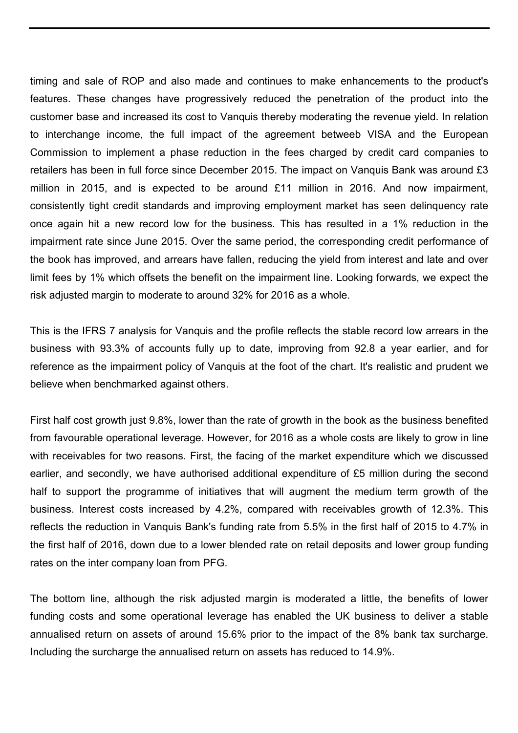timing and sale of ROP and also made and continues to make enhancements to the product's features. These changes have progressively reduced the penetration of the product into the customer base and increased its cost to Vanquis thereby moderating the revenue yield. In relation to interchange income, the full impact of the agreement betweeb VISA and the European Commission to implement a phase reduction in the fees charged by credit card companies to retailers has been in full force since December 2015. The impact on Vanquis Bank was around £3 million in 2015, and is expected to be around £11 million in 2016. And now impairment, consistently tight credit standards and improving employment market has seen delinquency rate once again hit a new record low for the business. This has resulted in a 1% reduction in the impairment rate since June 2015. Over the same period, the corresponding credit performance of the book has improved, and arrears have fallen, reducing the yield from interest and late and over limit fees by 1% which offsets the benefit on the impairment line. Looking forwards, we expect the risk adjusted margin to moderate to around 32% for 2016 as a whole.

This is the IFRS 7 analysis for Vanquis and the profile reflects the stable record low arrears in the business with 93.3% of accounts fully up to date, improving from 92.8 a year earlier, and for reference as the impairment policy of Vanquis at the foot of the chart. It's realistic and prudent we believe when benchmarked against others.

First half cost growth just 9.8%, lower than the rate of growth in the book as the business benefited from favourable operational leverage. However, for 2016 as a whole costs are likely to grow in line with receivables for two reasons. First, the facing of the market expenditure which we discussed earlier, and secondly, we have authorised additional expenditure of £5 million during the second half to support the programme of initiatives that will augment the medium term growth of the business. Interest costs increased by 4.2%, compared with receivables growth of 12.3%. This reflects the reduction in Vanquis Bank's funding rate from 5.5% in the first half of 2015 to 4.7% in the first half of 2016, down due to a lower blended rate on retail deposits and lower group funding rates on the inter company loan from PFG.

The bottom line, although the risk adjusted margin is moderated a little, the benefits of lower funding costs and some operational leverage has enabled the UK business to deliver a stable annualised return on assets of around 15.6% prior to the impact of the 8% bank tax surcharge. Including the surcharge the annualised return on assets has reduced to 14.9%.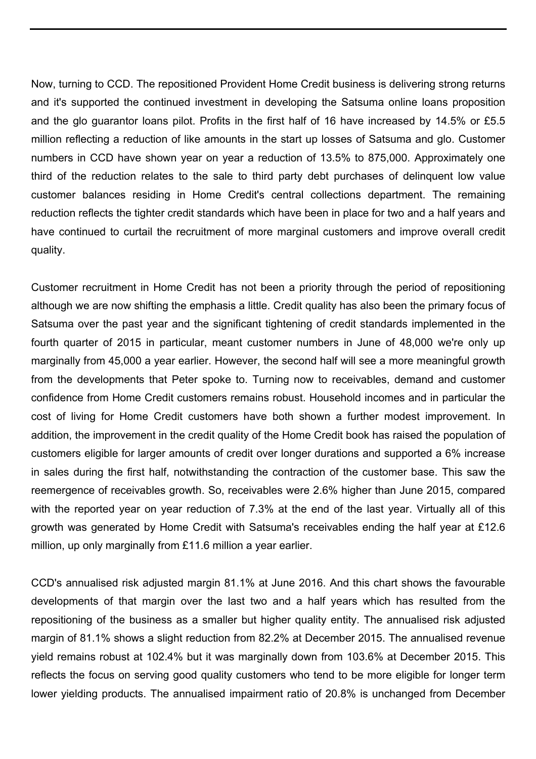Now, turning to CCD. The repositioned Provident Home Credit business is delivering strong returns and it's supported the continued investment in developing the Satsuma online loans proposition and the glo guarantor loans pilot. Profits in the first half of 16 have increased by 14.5% or £5.5 million reflecting a reduction of like amounts in the start up losses of Satsuma and glo. Customer numbers in CCD have shown year on year a reduction of 13.5% to 875,000. Approximately one third of the reduction relates to the sale to third party debt purchases of delinquent low value customer balances residing in Home Credit's central collections department. The remaining reduction reflects the tighter credit standards which have been in place for two and a half years and have continued to curtail the recruitment of more marginal customers and improve overall credit quality.

Customer recruitment in Home Credit has not been a priority through the period of repositioning although we are now shifting the emphasis a little. Credit quality has also been the primary focus of Satsuma over the past year and the significant tightening of credit standards implemented in the fourth quarter of 2015 in particular, meant customer numbers in June of 48,000 we're only up marginally from 45,000 a year earlier. However, the second half will see a more meaningful growth from the developments that Peter spoke to. Turning now to receivables, demand and customer confidence from Home Credit customers remains robust. Household incomes and in particular the cost of living for Home Credit customers have both shown a further modest improvement. In addition, the improvement in the credit quality of the Home Credit book has raised the population of customers eligible for larger amounts of credit over longer durations and supported a 6% increase in sales during the first half, notwithstanding the contraction of the customer base. This saw the reemergence of receivables growth. So, receivables were 2.6% higher than June 2015, compared with the reported year on year reduction of 7.3% at the end of the last year. Virtually all of this growth was generated by Home Credit with Satsuma's receivables ending the half year at £12.6 million, up only marginally from £11.6 million a year earlier.

CCD's annualised risk adjusted margin 81.1% at June 2016. And this chart shows the favourable developments of that margin over the last two and a half years which has resulted from the repositioning of the business as a smaller but higher quality entity. The annualised risk adjusted margin of 81.1% shows a slight reduction from 82.2% at December 2015. The annualised revenue yield remains robust at 102.4% but it was marginally down from 103.6% at December 2015. This reflects the focus on serving good quality customers who tend to be more eligible for longer term lower yielding products. The annualised impairment ratio of 20.8% is unchanged from December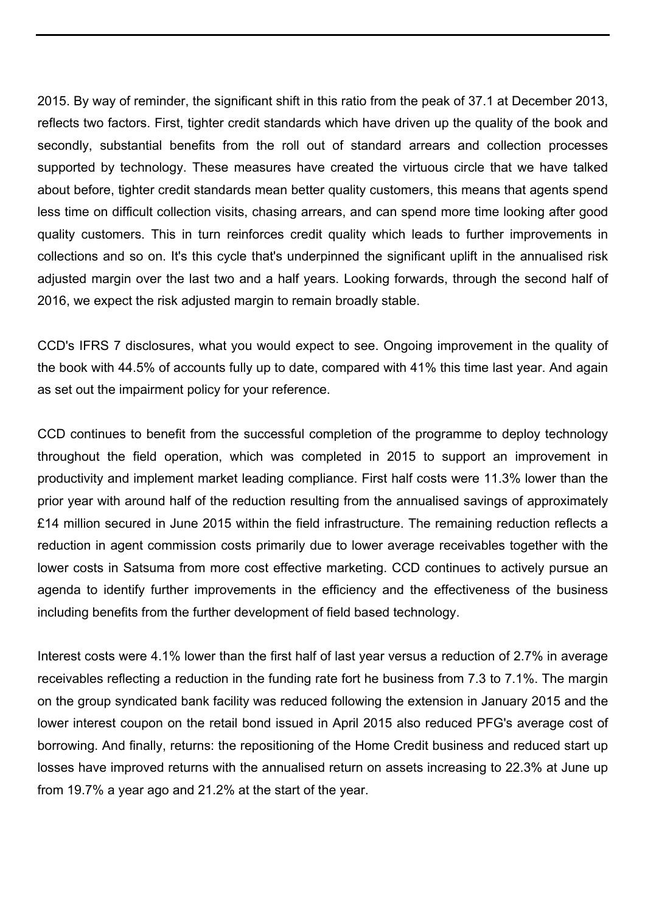2015. By way of reminder, the significant shift in this ratio from the peak of 37.1 at December 2013, reflects two factors. First, tighter credit standards which have driven up the quality of the book and secondly, substantial benefits from the roll out of standard arrears and collection processes supported by technology. These measures have created the virtuous circle that we have talked about before, tighter credit standards mean better quality customers, this means that agents spend less time on difficult collection visits, chasing arrears, and can spend more time looking after good quality customers. This in turn reinforces credit quality which leads to further improvements in collections and so on. It's this cycle that's underpinned the significant uplift in the annualised risk adjusted margin over the last two and a half years. Looking forwards, through the second half of 2016, we expect the risk adjusted margin to remain broadly stable.

CCD's IFRS 7 disclosures, what you would expect to see. Ongoing improvement in the quality of the book with 44.5% of accounts fully up to date, compared with 41% this time last year. And again as set out the impairment policy for your reference.

CCD continues to benefit from the successful completion of the programme to deploy technology throughout the field operation, which was completed in 2015 to support an improvement in productivity and implement market leading compliance. First half costs were 11.3% lower than the prior year with around half of the reduction resulting from the annualised savings of approximately £14 million secured in June 2015 within the field infrastructure. The remaining reduction reflects a reduction in agent commission costs primarily due to lower average receivables together with the lower costs in Satsuma from more cost effective marketing. CCD continues to actively pursue an agenda to identify further improvements in the efficiency and the effectiveness of the business including benefits from the further development of field based technology.

Interest costs were 4.1% lower than the first half of last year versus a reduction of 2.7% in average receivables reflecting a reduction in the funding rate fort he business from 7.3 to 7.1%. The margin on the group syndicated bank facility was reduced following the extension in January 2015 and the lower interest coupon on the retail bond issued in April 2015 also reduced PFG's average cost of borrowing. And finally, returns: the repositioning of the Home Credit business and reduced start up losses have improved returns with the annualised return on assets increasing to 22.3% at June up from 19.7% a year ago and 21.2% at the start of the year.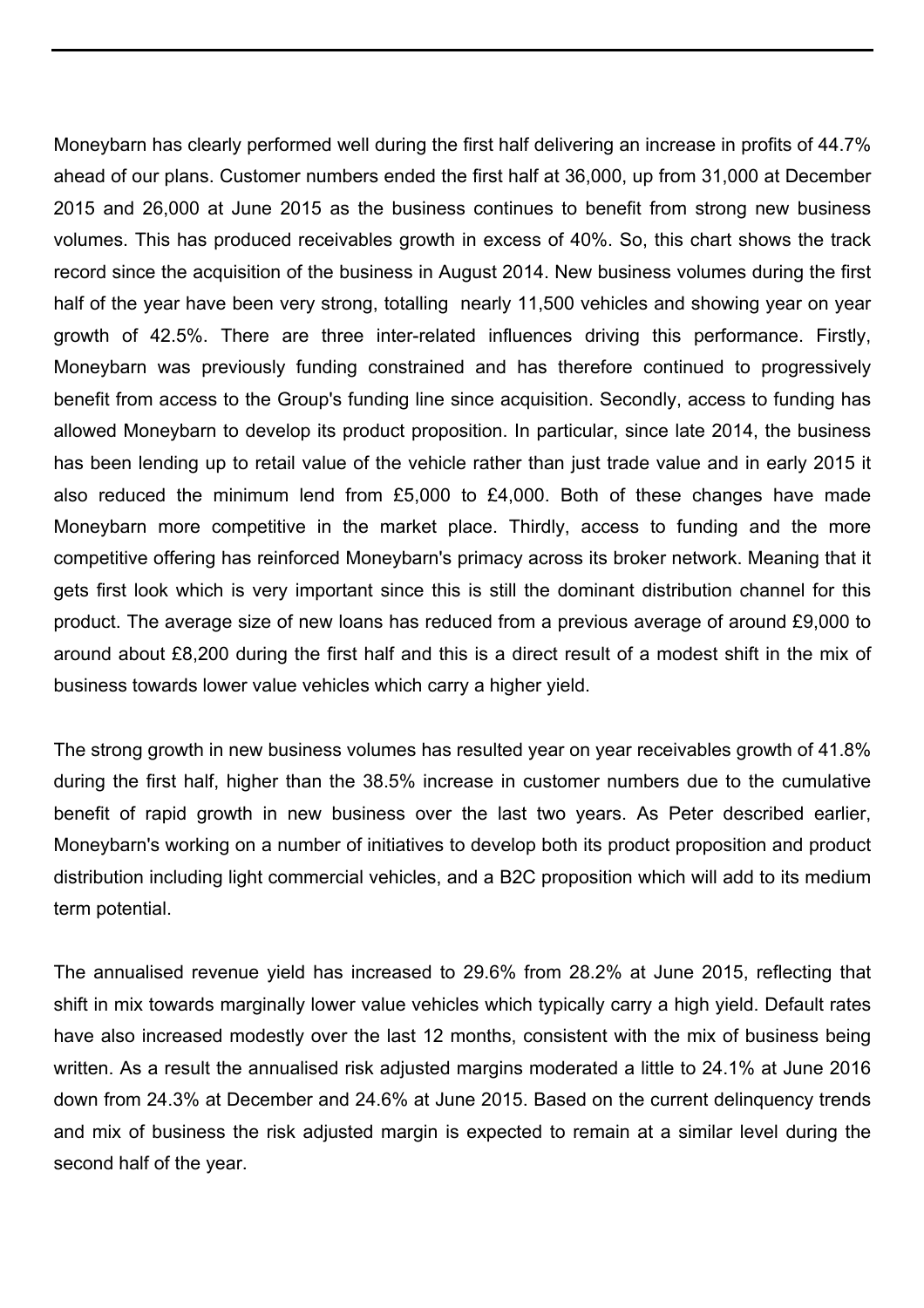Moneybarn has clearly performed well during the first half delivering an increase in profits of 44.7% ahead of our plans. Customer numbers ended the first half at 36,000, up from 31,000 at December 2015 and 26,000 at June 2015 as the business continues to benefit from strong new business volumes. This has produced receivables growth in excess of 40%. So, this chart shows the track record since the acquisition of the business in August 2014. New business volumes during the first half of the year have been very strong, totalling nearly 11,500 vehicles and showing year on year growth of 42.5%. There are three inter-related influences driving this performance. Firstly, Moneybarn was previously funding constrained and has therefore continued to progressively benefit from access to the Group's funding line since acquisition. Secondly, access to funding has allowed Moneybarn to develop its product proposition. In particular, since late 2014, the business has been lending up to retail value of the vehicle rather than just trade value and in early 2015 it also reduced the minimum lend from £5,000 to £4,000. Both of these changes have made Moneybarn more competitive in the market place. Thirdly, access to funding and the more competitive offering has reinforced Moneybarn's primacy across its broker network. Meaning that it gets first look which is very important since this is still the dominant distribution channel for this product. The average size of new loans has reduced from a previous average of around £9,000 to around about £8,200 during the first half and this is a direct result of a modest shift in the mix of business towards lower value vehicles which carry a higher yield.

The strong growth in new business volumes has resulted year on year receivables growth of 41.8% during the first half, higher than the 38.5% increase in customer numbers due to the cumulative benefit of rapid growth in new business over the last two years. As Peter described earlier, Moneybarn's working on a number of initiatives to develop both its product proposition and product distribution including light commercial vehicles, and a B2C proposition which will add to its medium term potential.

The annualised revenue yield has increased to 29.6% from 28.2% at June 2015, reflecting that shift in mix towards marginally lower value vehicles which typically carry a high yield. Default rates have also increased modestly over the last 12 months, consistent with the mix of business being written. As a result the annualised risk adjusted margins moderated a little to 24.1% at June 2016 down from 24.3% at December and 24.6% at June 2015. Based on the current delinquency trends and mix of business the risk adjusted margin is expected to remain at a similar level during the second half of the year.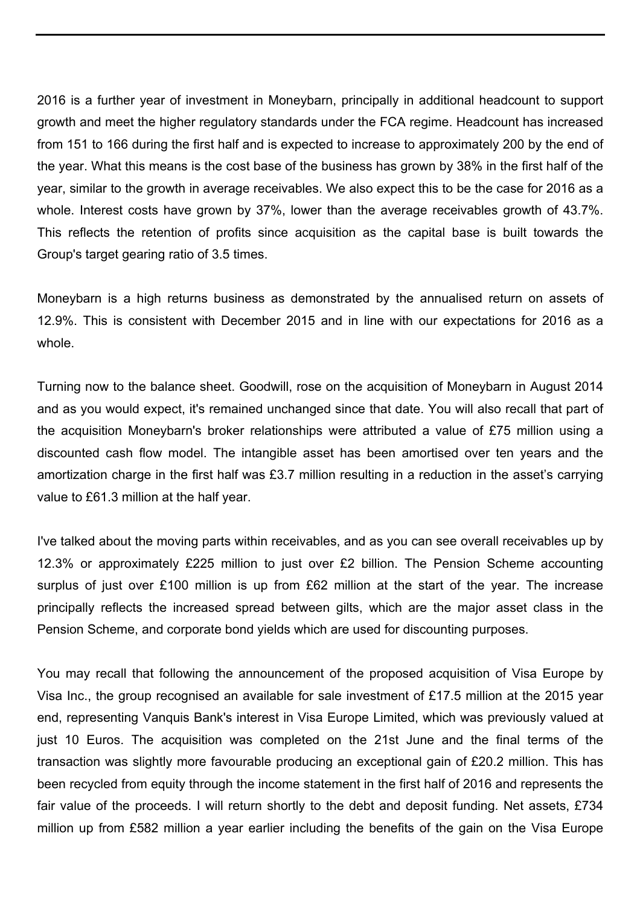2016 is a further year of investment in Moneybarn, principally in additional headcount to support growth and meet the higher regulatory standards under the FCA regime. Headcount has increased from 151 to 166 during the first half and is expected to increase to approximately 200 by the end of the year. What this means is the cost base of the business has grown by 38% in the first half of the year, similar to the growth in average receivables. We also expect this to be the case for 2016 as a whole. Interest costs have grown by 37%, lower than the average receivables growth of 43.7%. This reflects the retention of profits since acquisition as the capital base is built towards the Group's target gearing ratio of 3.5 times.

Moneybarn is a high returns business as demonstrated by the annualised return on assets of 12.9%. This is consistent with December 2015 and in line with our expectations for 2016 as a whole.

Turning now to the balance sheet. Goodwill, rose on the acquisition of Moneybarn in August 2014 and as you would expect, it's remained unchanged since that date. You will also recall that part of the acquisition Moneybarn's broker relationships were attributed a value of £75 million using a discounted cash flow model. The intangible asset has been amortised over ten years and the amortization charge in the first half was £3.7 million resulting in a reduction in the asset's carrying value to £61.3 million at the half year.

I've talked about the moving parts within receivables, and as you can see overall receivables up by 12.3% or approximately £225 million to just over £2 billion. The Pension Scheme accounting surplus of just over £100 million is up from £62 million at the start of the year. The increase principally reflects the increased spread between gilts, which are the major asset class in the Pension Scheme, and corporate bond yields which are used for discounting purposes.

You may recall that following the announcement of the proposed acquisition of Visa Europe by Visa Inc., the group recognised an available for sale investment of £17.5 million at the 2015 year end, representing Vanquis Bank's interest in Visa Europe Limited, which was previously valued at just 10 Euros. The acquisition was completed on the 21st June and the final terms of the transaction was slightly more favourable producing an exceptional gain of £20.2 million. This has been recycled from equity through the income statement in the first half of 2016 and represents the fair value of the proceeds. I will return shortly to the debt and deposit funding. Net assets, £734 million up from £582 million a year earlier including the benefits of the gain on the Visa Europe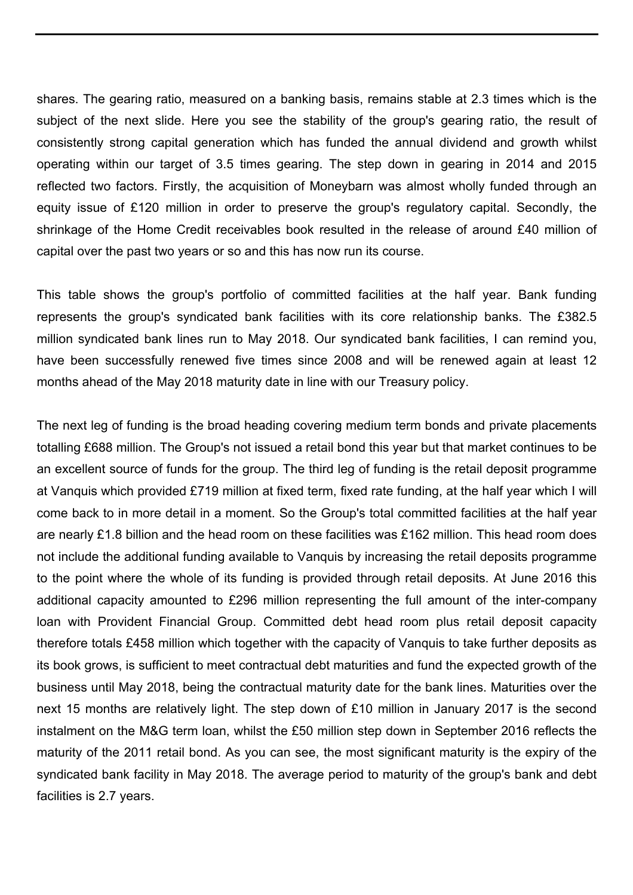shares. The gearing ratio, measured on a banking basis, remains stable at 2.3 times which is the subject of the next slide. Here you see the stability of the group's gearing ratio, the result of consistently strong capital generation which has funded the annual dividend and growth whilst operating within our target of 3.5 times gearing. The step down in gearing in 2014 and 2015 reflected two factors. Firstly, the acquisition of Moneybarn was almost wholly funded through an equity issue of £120 million in order to preserve the group's regulatory capital. Secondly, the shrinkage of the Home Credit receivables book resulted in the release of around £40 million of capital over the past two years or so and this has now run its course.

This table shows the group's portfolio of committed facilities at the half year. Bank funding represents the group's syndicated bank facilities with its core relationship banks. The £382.5 million syndicated bank lines run to May 2018. Our syndicated bank facilities, I can remind you, have been successfully renewed five times since 2008 and will be renewed again at least 12 months ahead of the May 2018 maturity date in line with our Treasury policy.

The next leg of funding is the broad heading covering medium term bonds and private placements totalling £688 million. The Group's not issued a retail bond this year but that market continues to be an excellent source of funds for the group. The third leg of funding is the retail deposit programme at Vanquis which provided £719 million at fixed term, fixed rate funding, at the half year which I will come back to in more detail in a moment. So the Group's total committed facilities at the half year are nearly £1.8 billion and the head room on these facilities was £162 million. This head room does not include the additional funding available to Vanquis by increasing the retail deposits programme to the point where the whole of its funding is provided through retail deposits. At June 2016 this additional capacity amounted to £296 million representing the full amount of the inter-company loan with Provident Financial Group. Committed debt head room plus retail deposit capacity therefore totals £458 million which together with the capacity of Vanquis to take further deposits as its book grows, is sufficient to meet contractual debt maturities and fund the expected growth of the business until May 2018, being the contractual maturity date for the bank lines. Maturities over the next 15 months are relatively light. The step down of £10 million in January 2017 is the second instalment on the M&G term loan, whilst the £50 million step down in September 2016 reflects the maturity of the 2011 retail bond. As you can see, the most significant maturity is the expiry of the syndicated bank facility in May 2018. The average period to maturity of the group's bank and debt facilities is 2.7 years.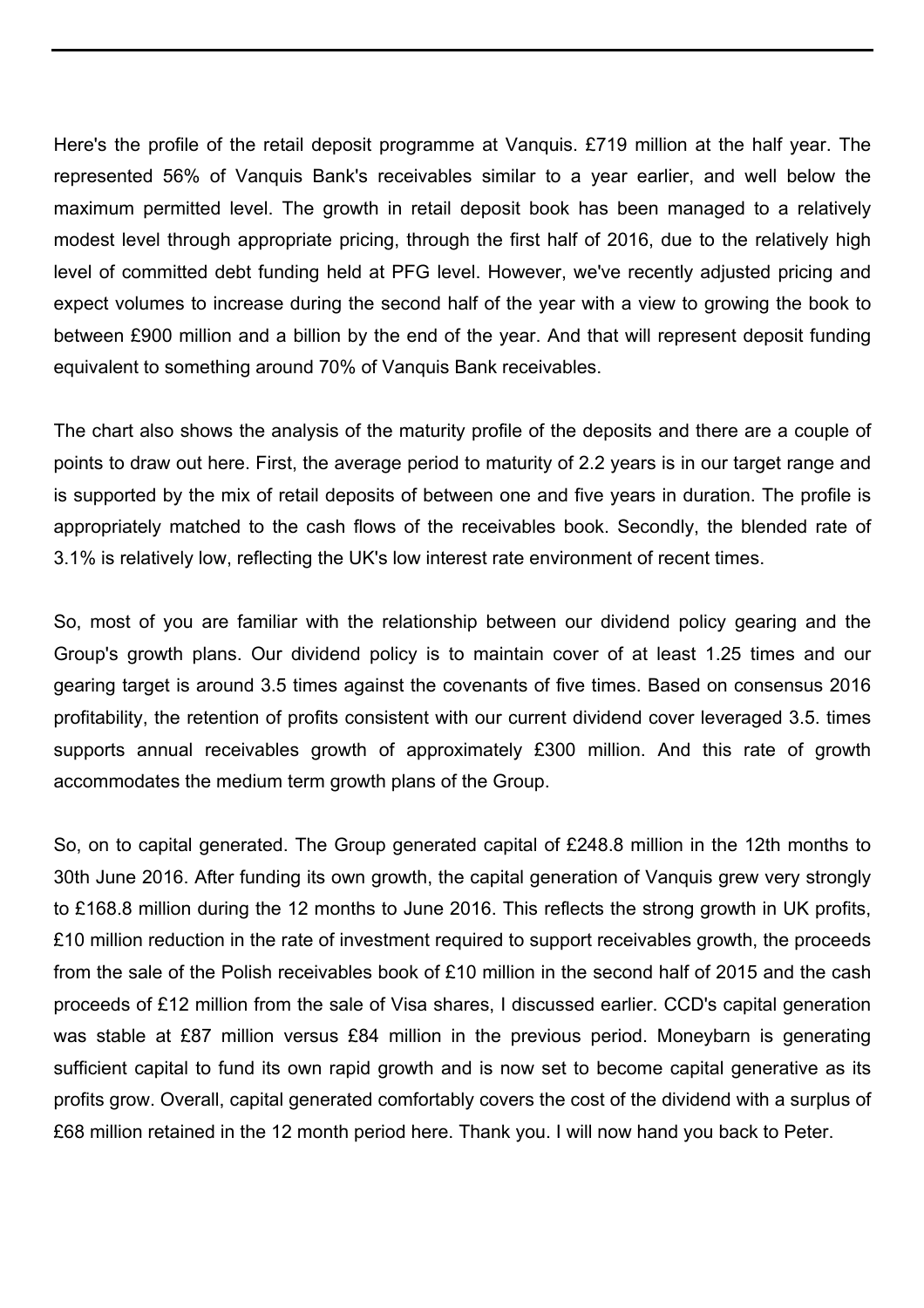Here's the profile of the retail deposit programme at Vanquis. £719 million at the half year. The represented 56% of Vanquis Bank's receivables similar to a year earlier, and well below the maximum permitted level. The growth in retail deposit book has been managed to a relatively modest level through appropriate pricing, through the first half of 2016, due to the relatively high level of committed debt funding held at PFG level. However, we've recently adjusted pricing and expect volumes to increase during the second half of the year with a view to growing the book to between £900 million and a billion by the end of the year. And that will represent deposit funding equivalent to something around 70% of Vanquis Bank receivables.

The chart also shows the analysis of the maturity profile of the deposits and there are a couple of points to draw out here. First, the average period to maturity of 2.2 years is in our target range and is supported by the mix of retail deposits of between one and five years in duration. The profile is appropriately matched to the cash flows of the receivables book. Secondly, the blended rate of 3.1% is relatively low, reflecting the UK's low interest rate environment of recent times.

So, most of you are familiar with the relationship between our dividend policy gearing and the Group's growth plans. Our dividend policy is to maintain cover of at least 1.25 times and our gearing target is around 3.5 times against the covenants of five times. Based on consensus 2016 profitability, the retention of profits consistent with our current dividend cover leveraged 3.5. times supports annual receivables growth of approximately £300 million. And this rate of growth accommodates the medium term growth plans of the Group.

So, on to capital generated. The Group generated capital of £248.8 million in the 12th months to 30th June 2016. After funding its own growth, the capital generation of Vanquis grew very strongly to £168.8 million during the 12 months to June 2016. This reflects the strong growth in UK profits, £10 million reduction in the rate of investment required to support receivables growth, the proceeds from the sale of the Polish receivables book of £10 million in the second half of 2015 and the cash proceeds of £12 million from the sale of Visa shares, I discussed earlier. CCD's capital generation was stable at £87 million versus £84 million in the previous period. Moneybarn is generating sufficient capital to fund its own rapid growth and is now set to become capital generative as its profits grow. Overall, capital generated comfortably covers the cost of the dividend with a surplus of £68 million retained in the 12 month period here. Thank you. I will now hand you back to Peter.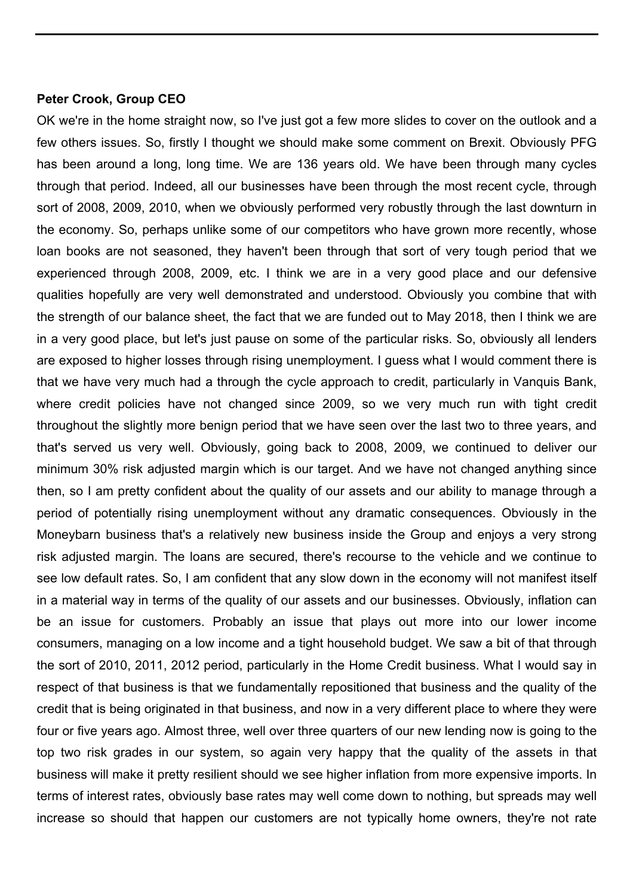**Peter Crook, Group CEO**

OK we're in the home straight now, so I've just got a few more slides to cover on the outlook and a few others issues. So, firstly I thought we should make some comment on Brexit. Obviously PFG has been around a long, long time. We are 136 years old. We have been through many cycles through that period. Indeed, all our businesses have been through the most recent cycle, through sort of 2008, 2009, 2010, when we obviously performed very robustly through the last downturn in the economy. So, perhaps unlike some of our competitors who have grown more recently, whose loan books are not seasoned, they haven't been through that sort of very tough period that we experienced through 2008, 2009, etc. I think we are in a very good place and our defensive qualities hopefully are very well demonstrated and understood. Obviously you combine that with the strength of our balance sheet, the fact that we are funded out to May 2018, then I think we are in a very good place, but let's just pause on some of the particular risks. So, obviously all lenders are exposed to higher losses through rising unemployment. I guess what I would comment there is that we have very much had a through the cycle approach to credit, particularly in Vanquis Bank, where credit policies have not changed since 2009, so we very much run with tight credit throughout the slightly more benign period that we have seen over the last two to three years, and that's served us very well. Obviously, going back to 2008, 2009, we continued to deliver our minimum 30% risk adjusted margin which is our target. And we have not changed anything since then, so I am pretty confident about the quality of our assets and our ability to manage through a period of potentially rising unemployment without any dramatic consequences. Obviously in the Moneybarn business that's a relatively new business inside the Group and enjoys a very strong risk adjusted margin. The loans are secured, there's recourse to the vehicle and we continue to see low default rates. So, I am confident that any slow down in the economy will not manifest itself in a material way in terms of the quality of our assets and our businesses. Obviously, inflation can be an issue for customers. Probably an issue that plays out more into our lower income consumers, managing on a low income and a tight household budget. We saw a bit of that through the sort of 2010, 2011, 2012 period, particularly in the Home Credit business. What I would say in respect of that business is that we fundamentally repositioned that business and the quality of the credit that is being originated in that business, and now in a very different place to where they were four or five years ago. Almost three, well over three quarters of our new lending now is going to the top two risk grades in our system, so again very happy that the quality of the assets in that business will make it pretty resilient should we see higher inflation from more expensive imports. In terms of interest rates, obviously base rates may well come down to nothing, but spreads may well increase so should that happen our customers are not typically home owners, they're not rate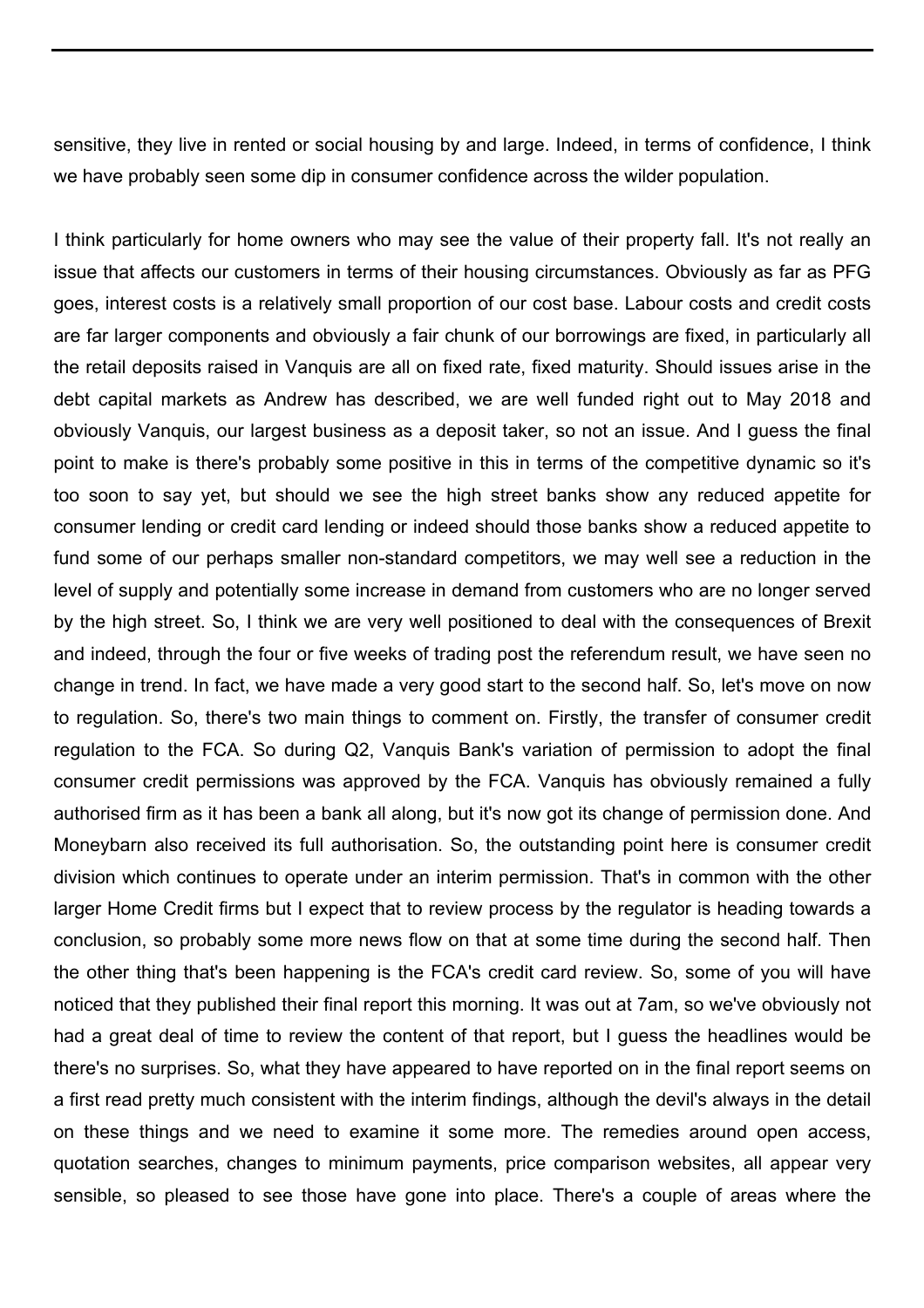sensitive, they live in rented or social housing by and large. Indeed, in terms of confidence, I think we have probably seen some dip in consumer confidence across the wilder population.

I think particularly for home owners who may see the value of their property fall. It's not really an issue that affects our customers in terms of their housing circumstances. Obviously as far as PFG goes, interest costs is a relatively small proportion of our cost base. Labour costs and credit costs are far larger components and obviously a fair chunk of our borrowings are fixed, in particularly all the retail deposits raised in Vanquis are all on fixed rate, fixed maturity. Should issues arise in the debt capital markets as Andrew has described, we are well funded right out to May 2018 and obviously Vanquis, our largest business as a deposit taker, so not an issue. And I guess the final point to make is there's probably some positive in this in terms of the competitive dynamic so it's too soon to say yet, but should we see the high street banks show any reduced appetite for consumer lending or credit card lending or indeed should those banks show a reduced appetite to fund some of our perhaps smaller non-standard competitors, we may well see a reduction in the level of supply and potentially some increase in demand from customers who are no longer served by the high street. So, I think we are very well positioned to deal with the consequences of Brexit and indeed, through the four or five weeks of trading post the referendum result, we have seen no change in trend. In fact, we have made a very good start to the second half. So, let's move on now to regulation. So, there's two main things to comment on. Firstly, the transfer of consumer credit regulation to the FCA. So during Q2, Vanquis Bank's variation of permission to adopt the final consumer credit permissions was approved by the FCA. Vanquis has obviously remained a fully authorised firm as it has been a bank all along, but it's now got its change of permission done. And Moneybarn also received its full authorisation. So, the outstanding point here is consumer credit division which continues to operate under an interim permission. That's in common with the other larger Home Credit firms but I expect that to review process by the regulator is heading towards a conclusion, so probably some more news flow on that at some time during the second half. Then the other thing that's been happening is the FCA's credit card review. So, some of you will have noticed that they published their final report this morning. It was out at 7am, so we've obviously not had a great deal of time to review the content of that report, but I guess the headlines would be there's no surprises. So, what they have appeared to have reported on in the final report seems on a first read pretty much consistent with the interim findings, although the devil's always in the detail on these things and we need to examine it some more. The remedies around open access, quotation searches, changes to minimum payments, price comparison websites, all appear very sensible, so pleased to see those have gone into place. There's a couple of areas where the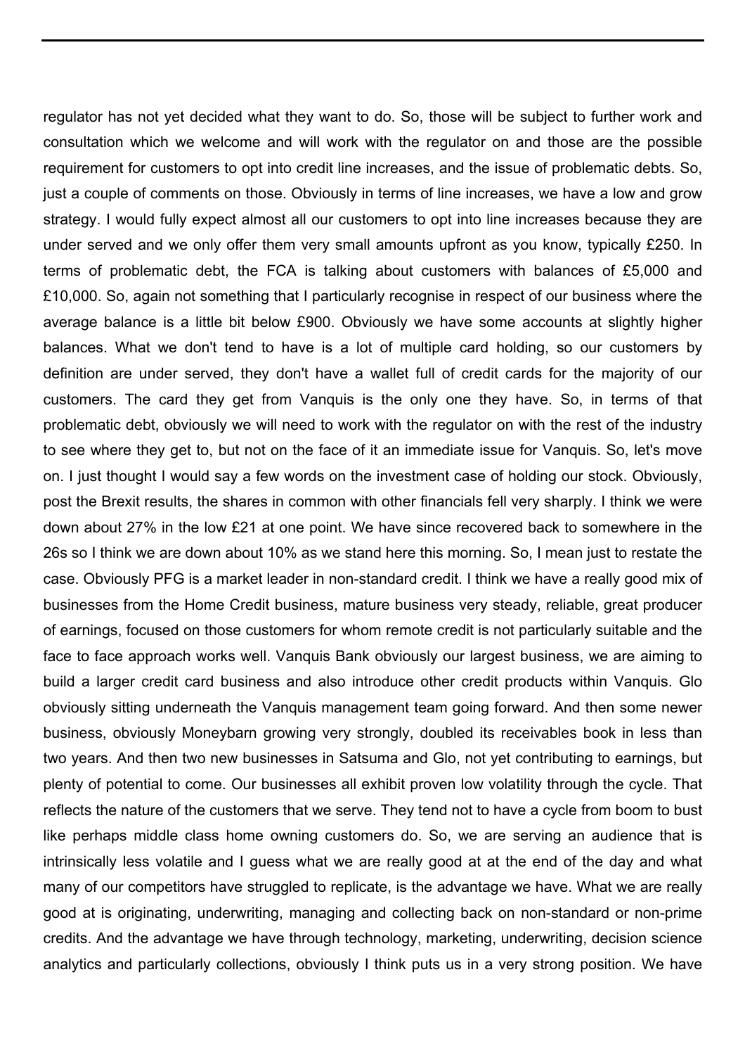regulator has not yet decided what they want to do. So, those will be subject to further work and consultation which we welcome and will work with the regulator on and those are the possible requirement for customers to opt into credit line increases, and the issue of problematic debts. So, just a couple of comments on those. Obviously in terms of line increases, we have a low and grow strategy. I would fully expect almost all our customers to opt into line increases because they are under served and we only offer them very small amounts upfront as you know, typically £250. In terms of problematic debt, the FCA is talking about customers with balances of £5,000 and £10,000. So, again not something that I particularly recognise in respect of our business where the average balance is a little bit below £900. Obviously we have some accounts at slightly higher balances. What we don't tend to have is a lot of multiple card holding, so our customers by definition are under served, they don't have a wallet full of credit cards for the majority of our customers. The card they get from Vanquis is the only one they have. So, in terms of that problematic debt, obviously we will need to work with the regulator on with the rest of the industry to see where they get to, but not on the face of it an immediate issue for Vanquis. So, let's move on. I just thought I would say a few words on the investment case of holding our stock. Obviously, post the Brexit results, the shares in common with other financials fell very sharply. I think we were down about 27% in the low £21 at one point. We have since recovered back to somewhere in the 26s so I think we are down about 10% as we stand here this morning. So, I mean just to restate the case. Obviously PFG is a market leader in non-standard credit. I think we have a really good mix of businesses from the Home Credit business, mature business very steady, reliable, great producer of earnings, focused on those customers for whom remote credit is not particularly suitable and the face to face approach works well. Vanquis Bank obviously our largest business, we are aiming to build a larger credit card business and also introduce other credit products within Vanquis. Glo obviously sitting underneath the Vanquis management team going forward. And then some newer business, obviously Moneybarn growing very strongly, doubled its receivables book in less than two years. And then two new businesses in Satsuma and Glo, not yet contributing to earnings, but plenty of potential to come. Our businesses all exhibit proven low volatility through the cycle. That reflects the nature of the customers that we serve. They tend not to have a cycle from boom to bust like perhaps middle class home owning customers do. So, we are serving an audience that is intrinsically less volatile and I guess what we are really good at at the end of the day and what many of our competitors have struggled to replicate, is the advantage we have. What we are really good at is originating, underwriting, managing and collecting back on non-standard or non-prime credits. And the advantage we have through technology, marketing, underwriting, decision science analytics and particularly collections, obviously I think puts us in a very strong position. We have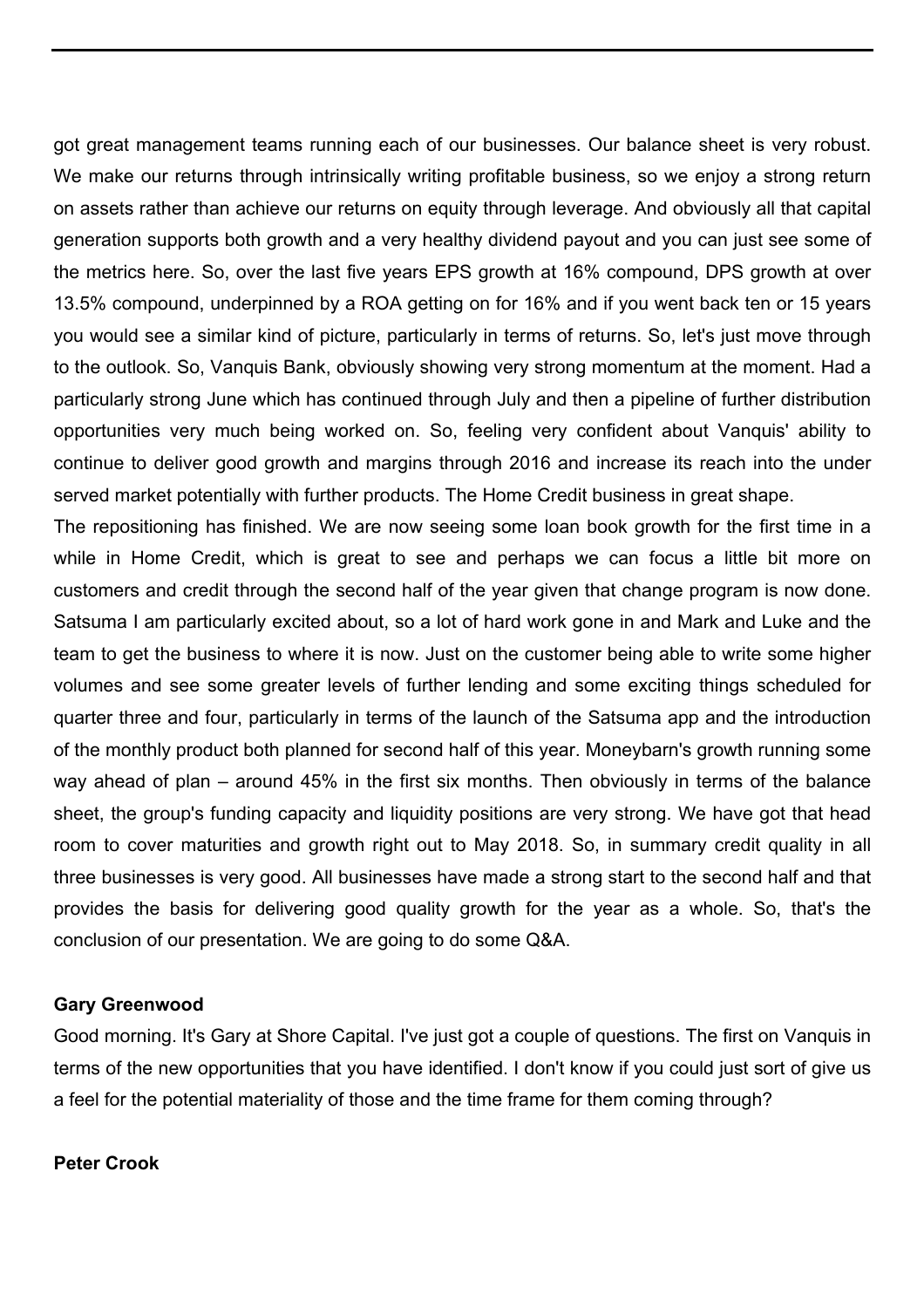got great management teams running each of our businesses. Our balance sheet is very robust. We make our returns through intrinsically writing profitable business, so we enjoy a strong return on assets rather than achieve our returns on equity through leverage. And obviously all that capital generation supports both growth and a very healthy dividend payout and you can just see some of the metrics here. So, over the last five years EPS growth at 16% compound, DPS growth at over 13.5% compound, underpinned by a ROA getting on for 16% and if you went back ten or 15 years you would see a similar kind of picture, particularly in terms of returns. So, let's just move through to the outlook. So, Vanquis Bank, obviously showing very strong momentum at the moment. Had a particularly strong June which has continued through July and then a pipeline of further distribution opportunities very much being worked on. So, feeling very confident about Vanquis' ability to continue to deliver good growth and margins through 2016 and increase its reach into the under served market potentially with further products. The Home Credit business in great shape.

The repositioning has finished. We are now seeing some loan book growth for the first time in a while in Home Credit, which is great to see and perhaps we can focus a little bit more on customers and credit through the second half of the year given that change program is now done. Satsuma I am particularly excited about, so a lot of hard work gone in and Mark and Luke and the team to get the business to where it is now. Just on the customer being able to write some higher volumes and see some greater levels of further lending and some exciting things scheduled for quarter three and four, particularly in terms of the launch of the Satsuma app and the introduction of the monthly product both planned for second half of this year. Moneybarn's growth running some way ahead of plan – around 45% in the first six months. Then obviously in terms of the balance sheet, the group's funding capacity and liquidity positions are very strong. We have got that head room to cover maturities and growth right out to May 2018. So, in summary credit quality in all three businesses is very good. All businesses have made a strong start to the second half and that provides the basis for delivering good quality growth for the year as a whole. So, that's the conclusion of our presentation. We are going to do some Q&A.

**Gary Greenwood**

Good morning. It's Gary at Shore Capital. I've just got a couple of questions. The first on Vanquis in terms of the new opportunities that you have identified. I don't know if you could just sort of give us a feel for the potential materiality of those and the time frame for them coming through?

**Peter Crook**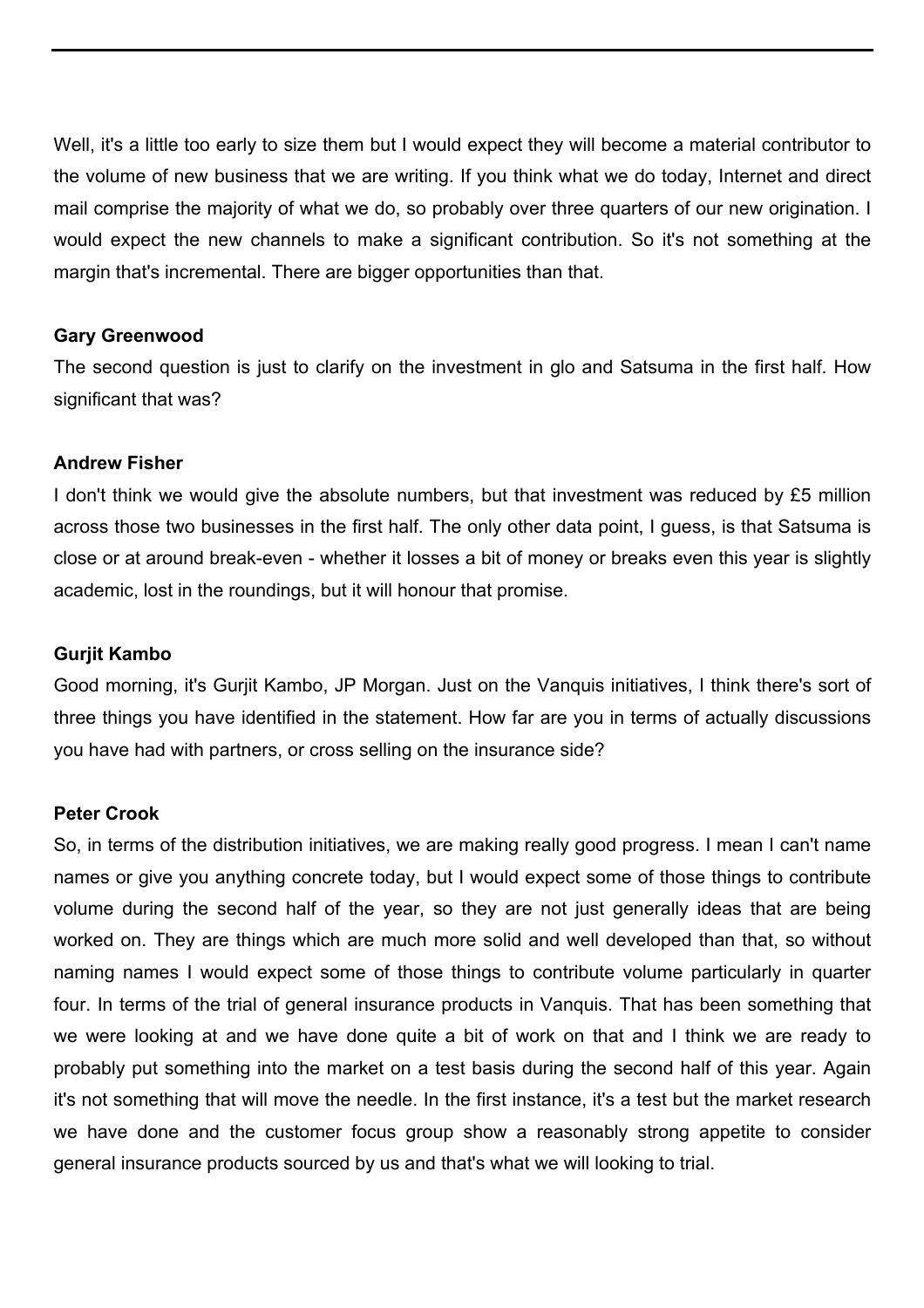Well, it's a little too early to size them but I would expect they will become a material contributor to the volume of new business that we are writing. If you think what we do today, Internet and direct mail comprise the majority of what we do, so probably over three quarters of our new origination. I would expect the new channels to make a significant contribution. So it's not something at the margin that's incremental. There are bigger opportunities than that.

**Gary Greenwood**

The second question is just to clarify on the investment in glo and Satsuma in the first half. How significant that was?

**Andrew Fisher**

I don't think we would give the absolute numbers, but that investment was reduced by £5 million across those two businesses in the first half. The only other data point, I guess, is that Satsuma is close or at around break-even - whether it losses a bit of money or breaks even this year is slightly academic, lost in the roundings, but it will honour that promise.

**Gurjit Kambo**

Good morning, it's Gurjit Kambo, JP Morgan. Just on the Vanquis initiatives, I think there's sort of three things you have identified in the statement. How far are you in terms of actually discussions you have had with partners, or cross selling on the insurance side?

**Peter Crook**

So, in terms of the distribution initiatives, we are making really good progress. I mean I can't name names or give you anything concrete today, but I would expect some of those things to contribute volume during the second half of the year, so they are not just generally ideas that are being worked on. They are things which are much more solid and well developed than that, so without naming names I would expect some of those things to contribute volume particularly in quarter four. In terms of the trial of general insurance products in Vanquis. That has been something that we were looking at and we have done quite a bit of work on that and I think we are ready to probably put something into the market on a test basis during the second half of this year. Again it's not something that will move the needle. In the first instance, it's a test but the market research we have done and the customer focus group show a reasonably strong appetite to consider general insurance products sourced by us and that's what we will looking to trial.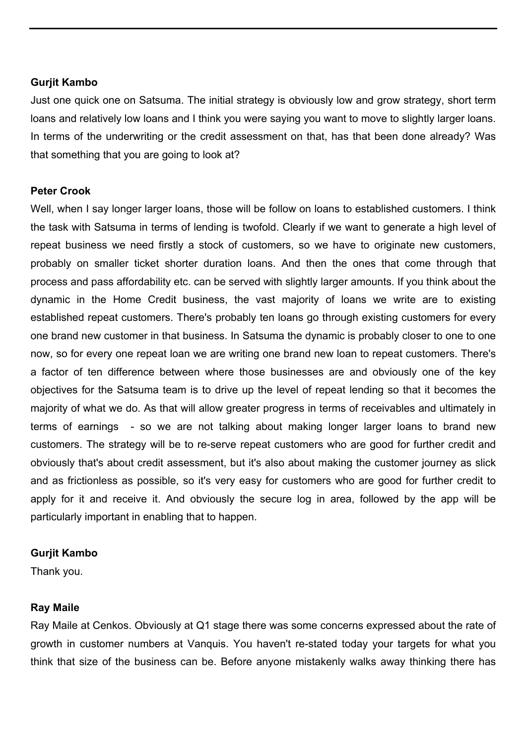**Gurjit Kambo**

Just one quick one on Satsuma. The initial strategy is obviously low and grow strategy, short term loans and relatively low loans and I think you were saying you want to move to slightly larger loans. In terms of the underwriting or the credit assessment on that, has that been done already? Was that something that you are going to look at?

**Peter Crook**

Well, when I say longer larger loans, those will be follow on loans to established customers. I think the task with Satsuma in terms of lending is twofold. Clearly if we want to generate a high level of repeat business we need firstly a stock of customers, so we have to originate new customers, probably on smaller ticket shorter duration loans. And then the ones that come through that process and pass affordability etc. can be served with slightly larger amounts. If you think about the dynamic in the Home Credit business, the vast majority of loans we write are to existing established repeat customers. There's probably ten loans go through existing customers for every one brand new customer in that business. In Satsuma the dynamic is probably closer to one to one now, so for every one repeat loan we are writing one brand new loan to repeat customers. There's a factor of ten difference between where those businesses are and obviously one of the key objectives for the Satsuma team is to drive up the level of repeat lending so that it becomes the majority of what we do. As that will allow greater progress in terms of receivables and ultimately in terms of earnings - so we are not talking about making longer larger loans to brand new customers. The strategy will be to re-serve repeat customers who are good for further credit and obviously that's about credit assessment, but it's also about making the customer journey as slick and as frictionless as possible, so it's very easy for customers who are good for further credit to apply for it and receive it. And obviously the secure log in area, followed by the app will be particularly important in enabling that to happen.

**Gurjit Kambo**

Thank you.

**Ray Maile**

Ray Maile at Cenkos. Obviously at Q1 stage there was some concerns expressed about the rate of growth in customer numbers at Vanquis. You haven't re-stated today your targets for what you think that size of the business can be. Before anyone mistakenly walks away thinking there has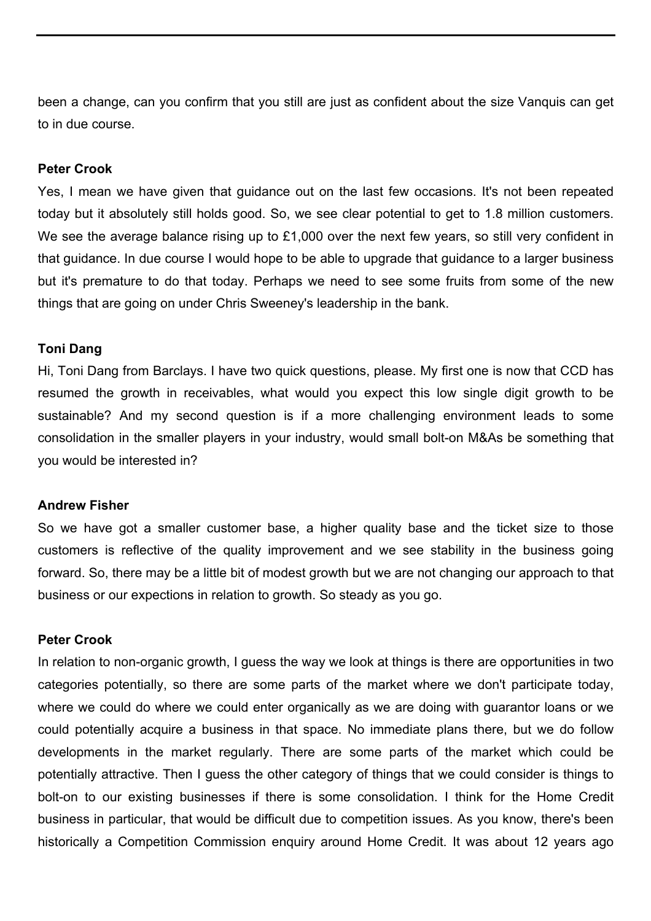been a change, can you confirm that you still are just as confident about the size Vanquis can get to in due course.

**Peter Crook**

Yes, I mean we have given that guidance out on the last few occasions. It's not been repeated today but it absolutely still holds good. So, we see clear potential to get to 1.8 million customers. We see the average balance rising up to £1,000 over the next few years, so still very confident in that guidance. In due course I would hope to be able to upgrade that guidance to a larger business but it's premature to do that today. Perhaps we need to see some fruits from some of the new things that are going on under Chris Sweeney's leadership in the bank.

**Toni Dang**

Hi, Toni Dang from Barclays. I have two quick questions, please. My first one is now that CCD has resumed the growth in receivables, what would you expect this low single digit growth to be sustainable? And my second question is if a more challenging environment leads to some consolidation in the smaller players in your industry, would small bolt-on M&As be something that you would be interested in?

**Andrew Fisher**

So we have got a smaller customer base, a higher quality base and the ticket size to those customers is reflective of the quality improvement and we see stability in the business going forward. So, there may be a little bit of modest growth but we are not changing our approach to that business or our expections in relation to growth. So steady as you go.

**Peter Crook**

In relation to non-organic growth, I guess the way we look at things is there are opportunities in two categories potentially, so there are some parts of the market where we don't participate today, where we could do where we could enter organically as we are doing with guarantor loans or we could potentially acquire a business in that space. No immediate plans there, but we do follow developments in the market regularly. There are some parts of the market which could be potentially attractive. Then I guess the other category of things that we could consider is things to bolt-on to our existing businesses if there is some consolidation. I think for the Home Credit business in particular, that would be difficult due to competition issues. As you know, there's been historically a Competition Commission enquiry around Home Credit. It was about 12 years ago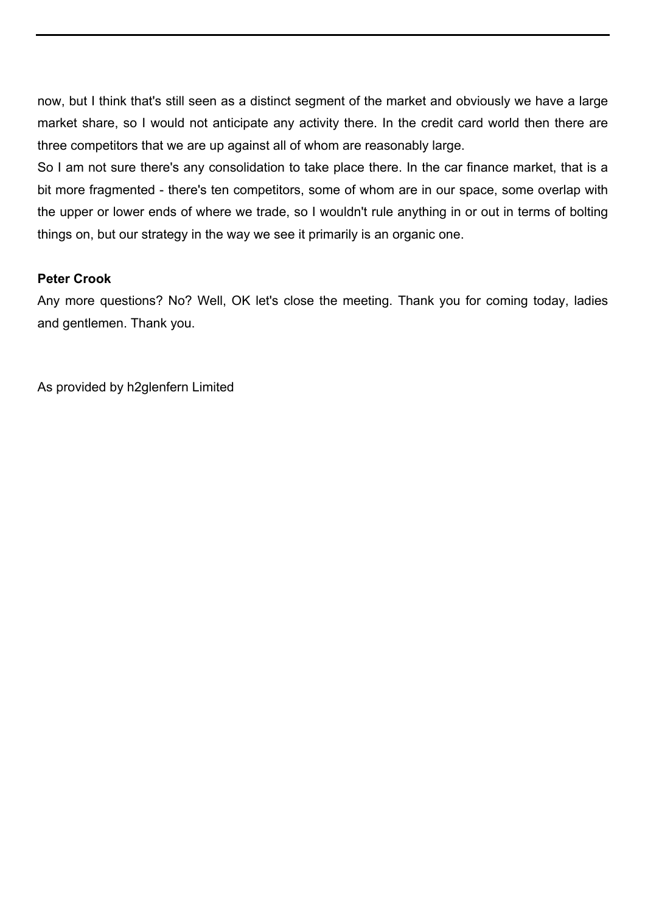now, but I think that's still seen as a distinct segment of the market and obviously we have a large market share, so I would not anticipate any activity there. In the credit card world then there are three competitors that we are up against all of whom are reasonably large.

So I am not sure there's any consolidation to take place there. In the car finance market, that is a bit more fragmented - there's ten competitors, some of whom are in our space, some overlap with the upper or lower ends of where we trade, so I wouldn't rule anything in or out in terms of bolting things on, but our strategy in the way we see it primarily is an organic one.

**Peter Crook**

Any more questions? No? Well, OK let's close the meeting. Thank you for coming today, ladies and gentlemen. Thank you.

As provided by h2glenfern Limited